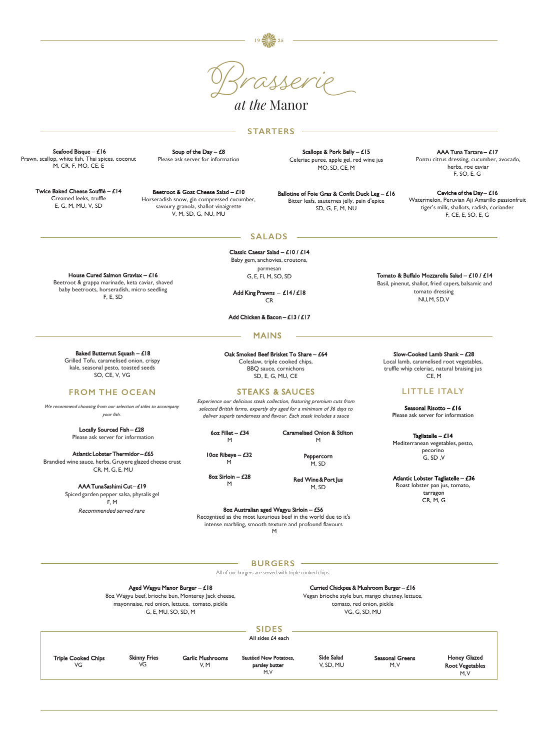1925

# Brasserie at the Manor

## STARTERS

**Seafood Bisque – £16**
Prawn, scallop, white fish, Thai spices, coconut
M, CR, F, MO, CE, E

**Soup of the Day – £8**
Please ask server for information

**Scallops & Pork Belly – £15**
Celeriac puree, apple gel, red wine jus
MO, SD, CE, M

**AAA Tuna Tartare – £17**
Ponzu citrus dressing, cucumber, avocado, herbs, roe caviar
F, SO, E, G

**Twice Baked Cheese Soufflé – £14**
Creamed leeks, truffle
E, G, M, MU, V, SD

**Beetroot & Goat Cheese Salad – £10**
Horseradish snow, gin compressed cucumber, savoury granola, shallot vinaigrette
V, M, SD, G, NU, MU

**Ballotine of Foie Gras & Confit Duck Leg – £16**
Bitter leafs, sauternes jelly, pain d'epice
SD, G, E, M, NU

**Ceviche of the Day – £16**
Watermelon, Peruvian Aji Amarillo passionfruit tiger's milk, shallots, radish, coriander
F, CE, E, SO, E, G

## SALADS

**House Cured Salmon Gravlax – £16**
Beetroot & grappa marinade, keta caviar, shaved baby beetroots, horseradish, micro seedling
F, E, SD

**Classic Caesar Salad – £10 / £14**
Baby gem, anchovies, croutons, parmesan
G, E, FI, M, SO, SD

**Add King Prawns – £14 / £18**
CR

**Add Chicken & Bacon – £13 / £17**

**Tomato & Buffalo Mozzarella Salad – £10 / £14**
Basil, pinenut, shallot, fried capers, balsamic and tomato dressing
NU, M, SD, V

## MAINS

**Baked Butternut Squash – £18**
Grilled Tofu, caramelised onion, crispy kale, seasonal pesto, toasted seeds
SO, CE, V, VG

**Oak Smoked Beef Brisket To Share – £64**
Coleslaw, triple cooked chips, BBQ sauce, cornichons
SD, E, G, MU, CE

**Slow-Cooked Lamb Shank – £28**
Local lamb, caramelised root vegetables, truffle whip celeriac, natural braising jus
CE, M

## FROM THE OCEAN

*We recommend choosing from our selection of sides to accompany your fish.*

**Locally Sourced Fish – £28**
Please ask server for information

**Atlantic Lobster Thermidor – £65**
Brandied wine sauce, herbs, Gruyere glazed cheese crust
CR, M, G, E, MU

**AAA Tuna Sashimi Cut – £19**
Spiced garden pepper salsa, physalis gel
F, M
*Recommended served rare*

## STEAKS & SAUCES

*Experience our delicious steak collection, featuring premium cuts from selected British farms, expertly dry aged for a minimum of 36 days to deliver superb tenderness and flavour. Each steak includes a sauce*

**6oz Fillet – £34**
M

**10oz Ribeye – £32**
M

**8oz Sirloin – £28**
M

**Caramelised Onion & Stilton**
M

**Peppercorn**
M, SD

**Red Wine & Port Jus**
M, SD

**8oz Australian aged Wagyu Sirloin – £56**
Recognised as the most luxurious beef in the world due to it's intense marbling, smooth texture and profound flavours
M

## LITTLE ITALY

**Seasonal Risotto – £16**
Please ask server for information

**Tagliatelle – £14**
Mediterranean vegetables, pesto, pecorino
G, SD ,V

**Atlantic Lobster Tagliatelle – £36**
Roast lobster pan jus, tomato, tarragon
CR, M, G

## BURGERS

All of our burgers are served with triple cooked chips.

**Aged Wagyu Manor Burger – £18**
8oz Wagyu beef, brioche bun, Monterey Jack cheese, mayonnaise, red onion, lettuce, tomato, pickle
G, E, MU, SO, SD, M

**Curried Chickpea & Mushroom Burger – £16**
Vegan brioche style bun, mango chutney, lettuce, tomato, red onion, pickle
VG, G, SD, MU

## SIDES

All sides £4 each

**Triple Cooked Chips**
VG

**Skinny Fries**
VG

**Garlic Mushrooms**
V, M

**Sautéed New Potatoes, parsley butter**
M, V

**Side Salad**
V, SD, MU

**Seasonal Greens**
M, V

**Honey Glazed Root Vegetables**
M, V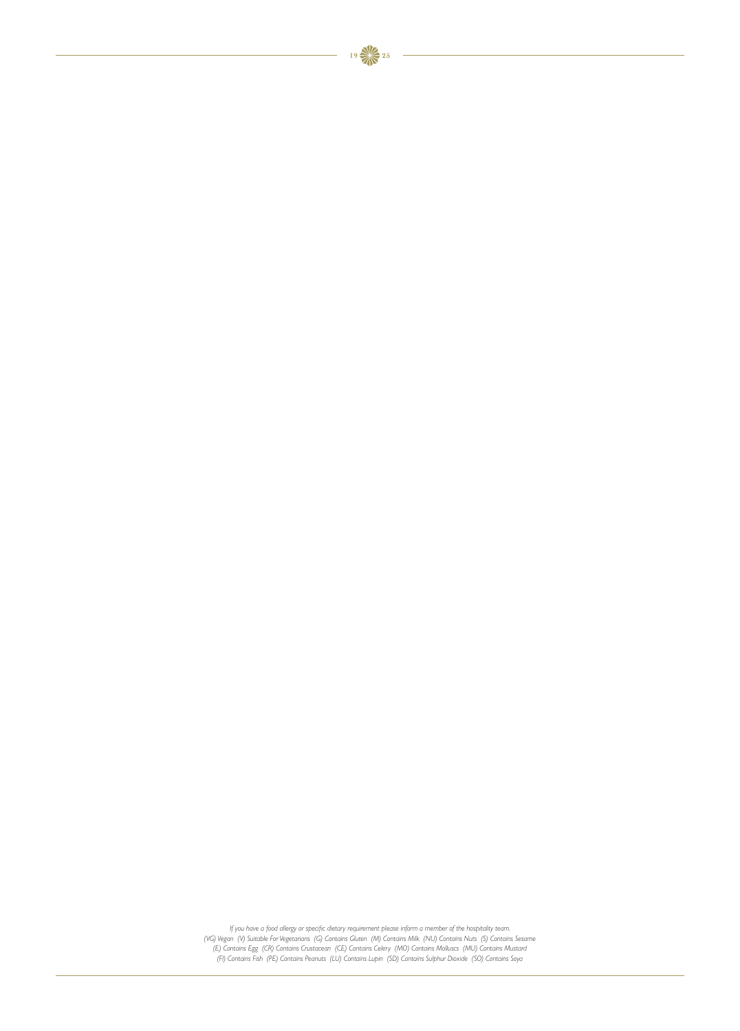*If you have a food allergy or specific dietary requirement please inform a member of the hospitality team.*
*(VG) Vegan (V) Suitable For Vegetarians (G) Contains Gluten (M) Contains Milk (NU) Contains Nuts (S) Contains Sesame*
*(E) Contains Egg (CR) Contains Crustacean (CE) Contains Celery (MO) Contains Molluscs (MU) Contains Mustard*
*(FI) Contains Fish (PE) Contains Peanuts (LU) Contains Lupin (SD) Contains Sulphur Dioxide (SO) Contains Soya*